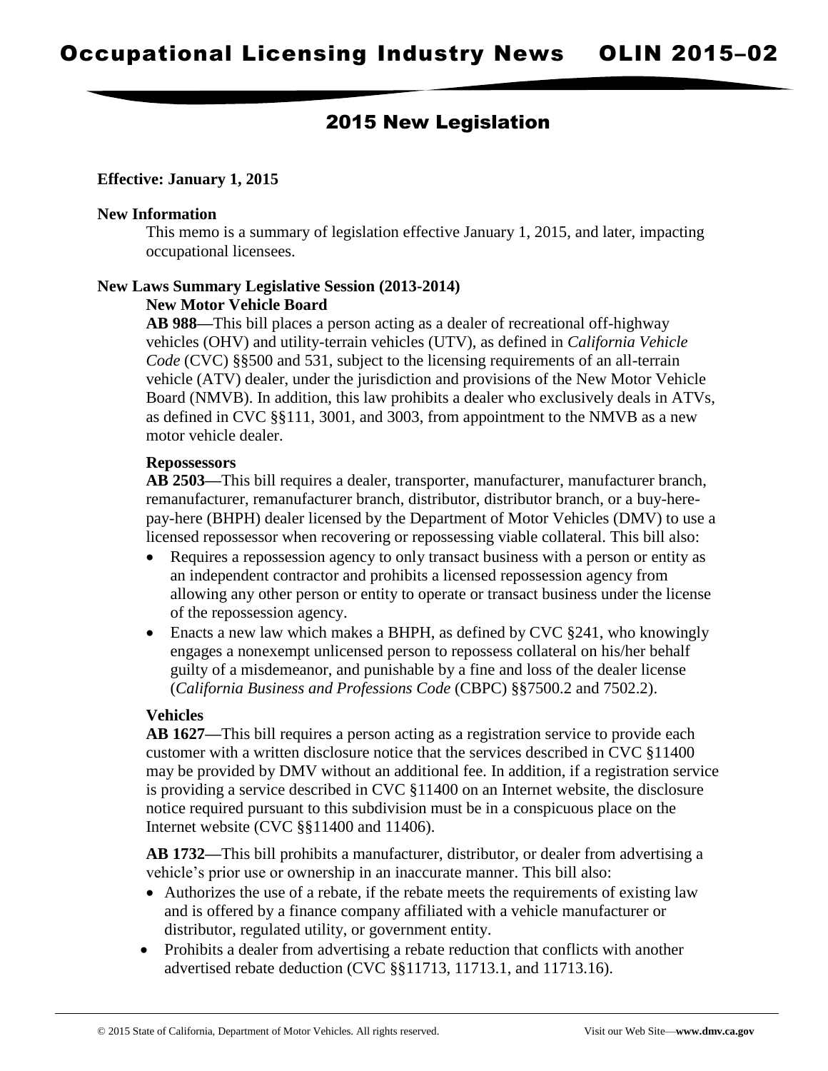# Occupational Licensing Industry News OLIN 2015–02

## 2015 New Legislation

**Effective: January 1, 2015**

**New Information**

This memo is a summary of legislation effective January 1, 2015, and later, impacting occupational licensees.

**New Laws Summary Legislative Session (2013-2014)**

**New Motor Vehicle Board**

**AB 988—**This bill places a person acting as a dealer of recreational off-highway vehicles (OHV) and utility-terrain vehicles (UTV), as defined in *California Vehicle Code* (CVC) §§500 and 531, subject to the licensing requirements of an all-terrain vehicle (ATV) dealer, under the jurisdiction and provisions of the New Motor Vehicle Board (NMVB). In addition, this law prohibits a dealer who exclusively deals in ATVs, as defined in CVC §§111, 3001, and 3003, from appointment to the NMVB as a new motor vehicle dealer.

**Repossessors**

**AB 2503—**This bill requires a dealer, transporter, manufacturer, manufacturer branch, remanufacturer, remanufacturer branch, distributor, distributor branch, or a buy-here-pay-here (BHPH) dealer licensed by the Department of Motor Vehicles (DMV) to use a licensed repossessor when recovering or repossessing viable collateral. This bill also:

- Requires a repossession agency to only transact business with a person or entity as an independent contractor and prohibits a licensed repossession agency from allowing any other person or entity to operate or transact business under the license of the repossession agency.
- Enacts a new law which makes a BHPH, as defined by CVC §241, who knowingly engages a nonexempt unlicensed person to repossess collateral on his/her behalf guilty of a misdemeanor, and punishable by a fine and loss of the dealer license (*California Business and Professions Code* (CBPC) §§7500.2 and 7502.2).

**Vehicles**

**AB 1627—**This bill requires a person acting as a registration service to provide each customer with a written disclosure notice that the services described in CVC §11400 may be provided by DMV without an additional fee. In addition, if a registration service is providing a service described in CVC §11400 on an Internet website, the disclosure notice required pursuant to this subdivision must be in a conspicuous place on the Internet website (CVC §§11400 and 11406).

**AB 1732—**This bill prohibits a manufacturer, distributor, or dealer from advertising a vehicle's prior use or ownership in an inaccurate manner. This bill also:

- Authorizes the use of a rebate, if the rebate meets the requirements of existing law and is offered by a finance company affiliated with a vehicle manufacturer or distributor, regulated utility, or government entity.
- Prohibits a dealer from advertising a rebate reduction that conflicts with another advertised rebate deduction (CVC §§11713, 11713.1, and 11713.16).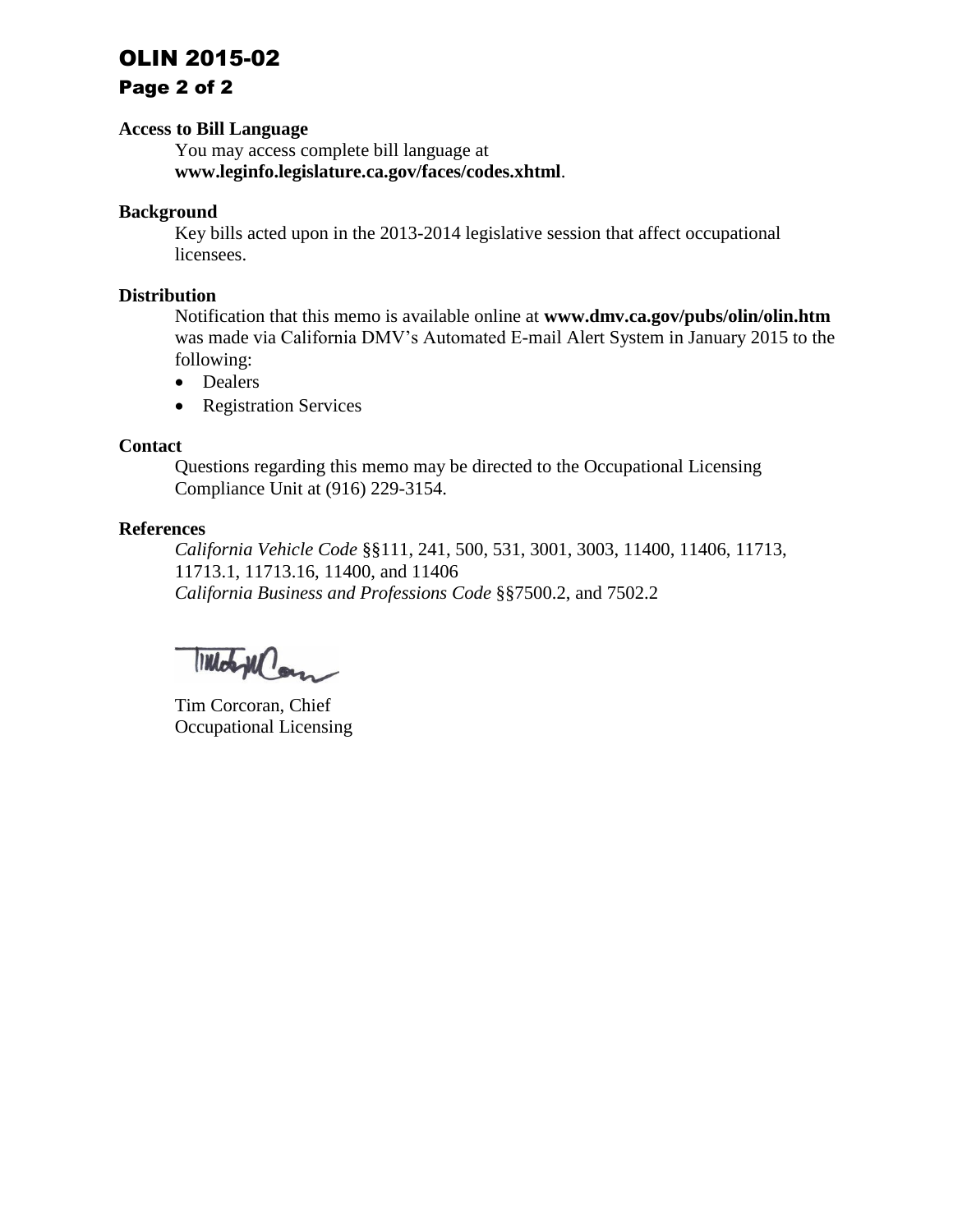**Access to Bill Language**

You may access complete bill language at **www.leginfo.legislature.ca.gov/faces/codes.xhtml**.

**Background**

Key bills acted upon in the 2013-2014 legislative session that affect occupational licensees.

**Distribution**

Notification that this memo is available online at **www.dmv.ca.gov/pubs/olin/olin.htm** was made via California DMV's Automated E-mail Alert System in January 2015 to the following:

- Dealers
- Registration Services

**Contact**

Questions regarding this memo may be directed to the Occupational Licensing Compliance Unit at (916) 229-3154.

**References**

*California Vehicle Code* §§111, 241, 500, 531, 3001, 3003, 11400, 11406, 11713, 11713.1, 11713.16, 11400, and 11406
*California Business and Professions Code* §§7500.2, and 7502.2

Tim Corcoran, Chief
Occupational Licensing